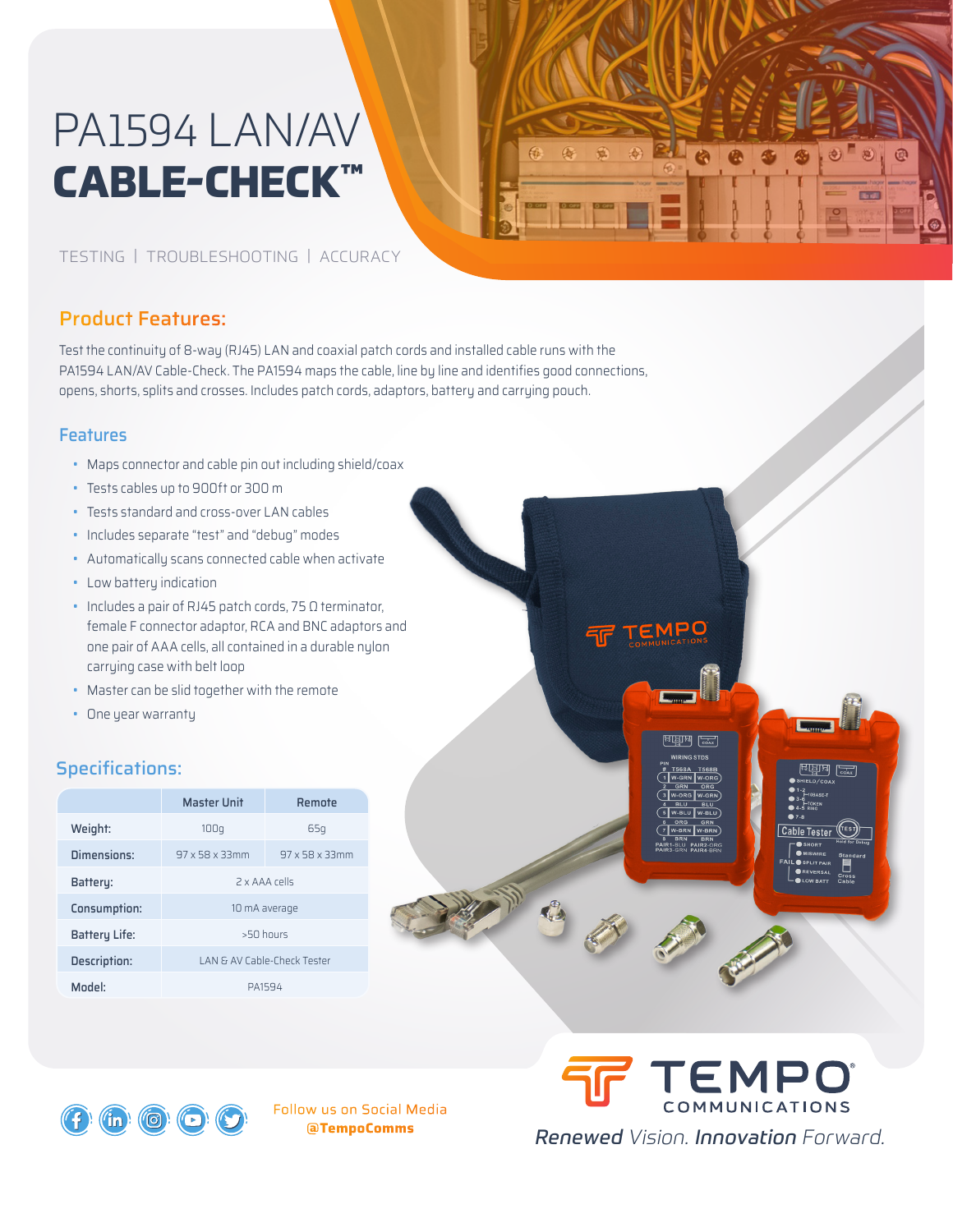# PA1594 LAN/AV **CABLE-CHECK™**

TESTING | TROUBLESHOOTING | ACCURACY

## Product Features:

Test the continuity of 8-way (RJ45) LAN and coaxial patch cords and installed cable runs with the PA1594 LAN/AV Cable-Check. The PA1594 maps the cable, line by line and identifies good connections, opens, shorts, splits and crosses. Includes patch cords, adaptors, battery and carrying pouch.

### Features

- Maps connector and cable pin out including shield/coax
- Tests cables up to 900ft or 300 m
- Tests standard and cross-over LAN cables
- Includes separate "test" and "debug" modes
- Automatically scans connected cable when activate
- Low battery indication
- Includes a pair of RJ45 patch cords, 75 Ω terminator, female F connector adaptor, RCA and BNC adaptors and one pair of AAA cells, all contained in a durable nylon carrying case with belt loop
- Master can be slid together with the remote
- One year warranty

## Specifications:

| | Master Unit | Remote |
|---|---|---|
| Weight: | 100g | 65g |
| Dimensions: | 97 x 58 x 33mm | 97 x 58 x 33mm |
| Battery: | 2 x AAA cells | |
| Consumption: | 10 mA average | |
| Battery Life: | >50 hours | |
| Description: | LAN & AV Cable-Check Tester | |
| Model: | PA1594 | |

Follow us on Social Media
**@TempoComms**

TEMPO COMMUNICATIONS

*Renewed Vision. Innovation Forward.*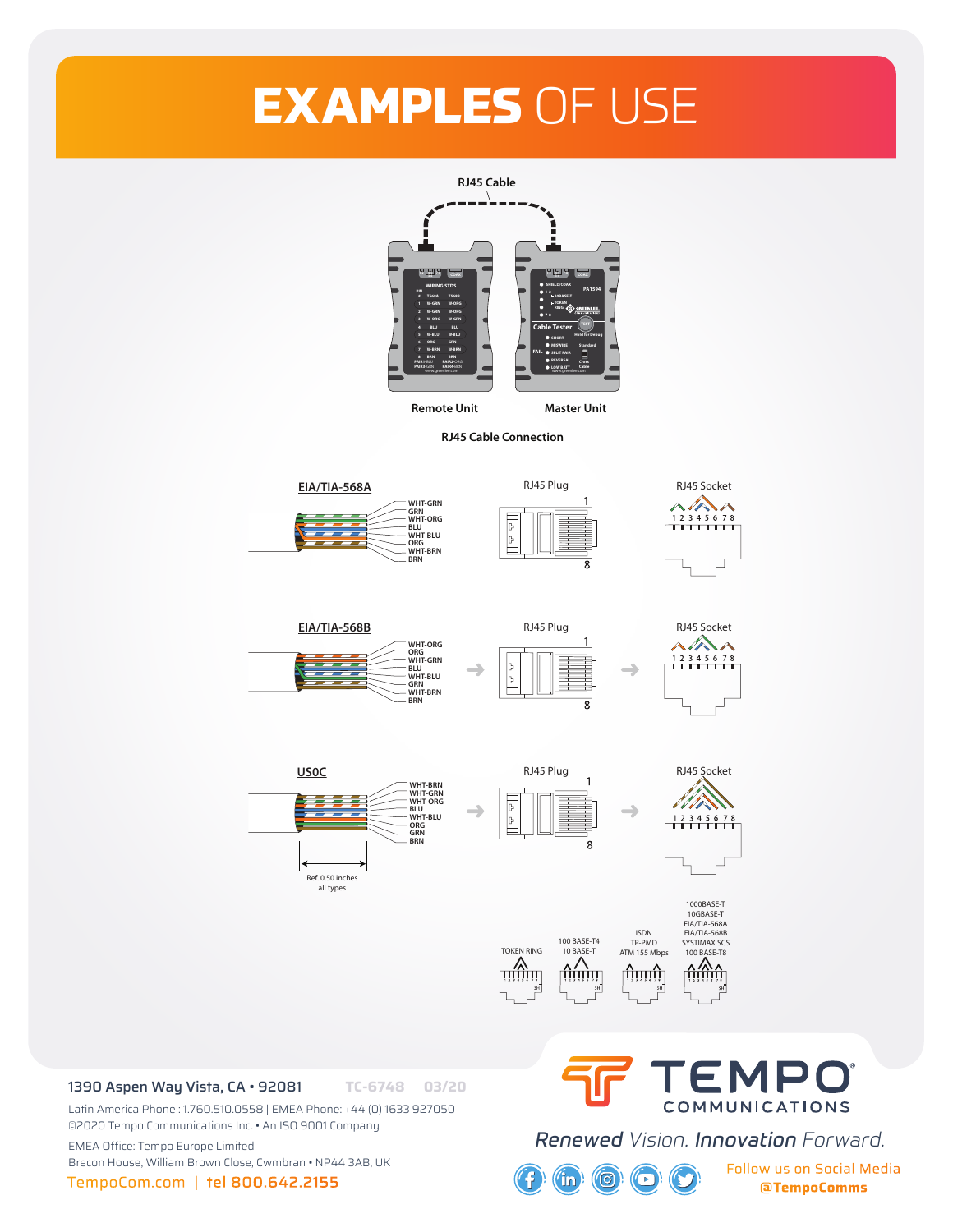# EXAMPLES OF USE

RJ45 Cable

Remote Unit

Master Unit

RJ45 Cable Connection

**EIA/TIA-568A**

WHT-GRN
GRN
WHT-ORG
BLU
WHT-BLU
ORG
WHT-BRN
BRN

RJ45 Plug

1

8

RJ45 Socket

1 2 3 4 5 6 7 8

**EIA/TIA-568B**

WHT-ORG
ORG
WHT-GRN
BLU
WHT-BLU
GRN
WHT-BRN
BRN

RJ45 Plug

1

8

RJ45 Socket

1 2 3 4 5 6 7 8

**USOC**

WHT-BRN
WHT-GRN
WHT-ORG
BLU
WHT-BLU
ORG
GRN
BRN

Ref. 0.50 inches
all types

RJ45 Plug

1

8

RJ45 Socket

1 2 3 4 5 6 7 8

TOKEN RING

100 BASE-T4
10 BASE-T

ISDN
TP-PMD
ATM 155 Mbps

1000BASE-T
10GBASE-T
EIA/TIA-568A
EIA/TIA-568B
SYSTIMAX SCS
100 BASE-T8

1390 Aspen Way Vista, CA • 92081 TC-6748 03/20

Latin America Phone : 1.760.510.0558 | EMEA Phone: +44 (0) 1633 927050
©2020 Tempo Communications Inc. • An ISO 9001 Company

EMEA Office: Tempo Europe Limited
Brecon House, William Brown Close, Cwmbran • NP44 3AB, UK

TempoCom.com | tel 800.642.2155

TEMPO COMMUNICATIONS

*Renewed Vision. Innovation Forward.*

Follow us on Social Media
**@TempoComms**